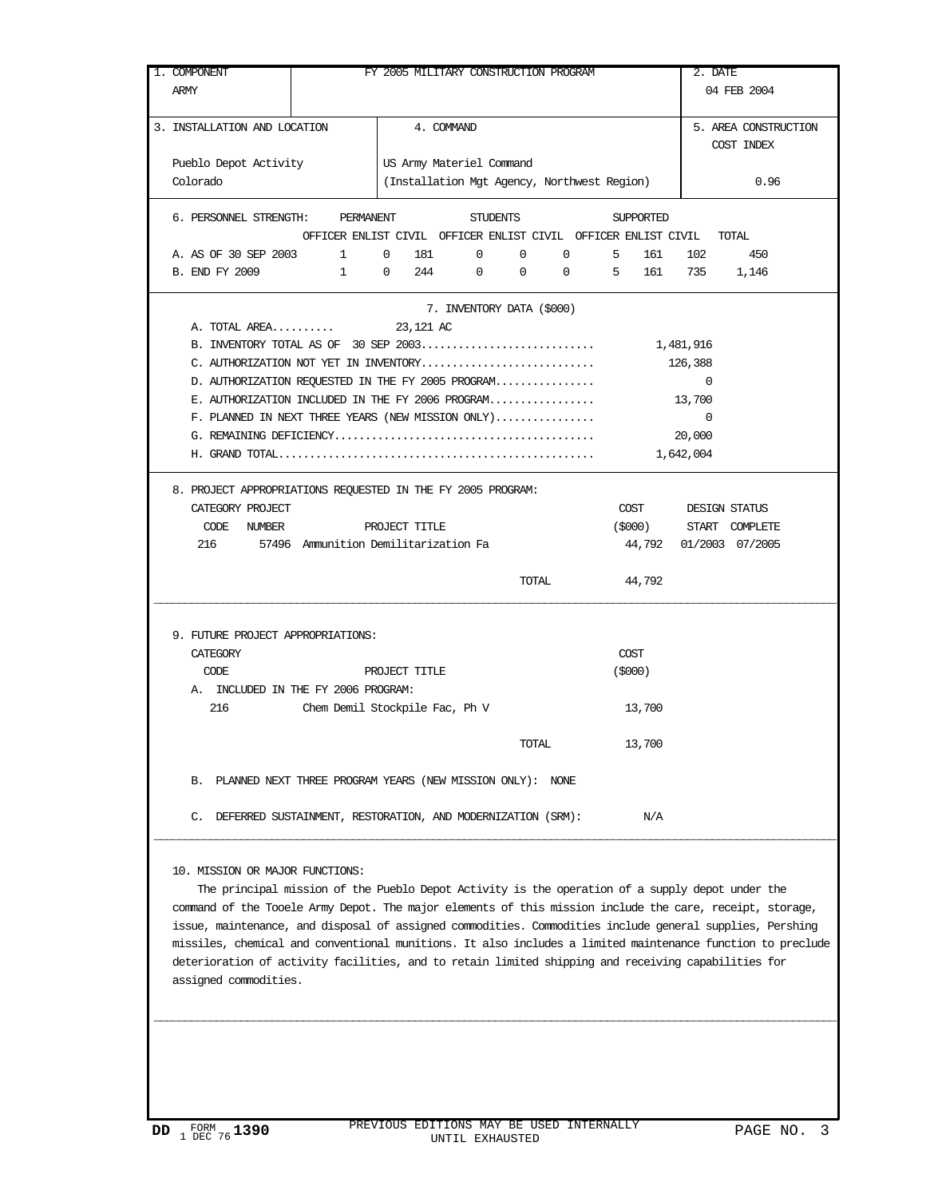| 1. COMPONENT ARMY | FY 2005 MILITARY CONSTRUCTION PROGRAM | 2. DATE 04 FEB 2004 |
|---|---|---|

| 3. INSTALLATION AND LOCATION | 4. COMMAND | 5. AREA CONSTRUCTION COST INDEX |
|---|---|---|
| Pueblo Depot Activity Colorado | US Army Materiel Command (Installation Mgt Agency, Northwest Region) | 0.96 |

6. PERSONNEL STRENGTH:

| | PERMANENT | | | STUDENTS | | | SUPPORTED | | | |
|---|---|---|---|---|---|---|---|---|---|---|
| | OFFICER | ENLIST | CIVIL | OFFICER | ENLIST | CIVIL | OFFICER | ENLIST | CIVIL | TOTAL |
| A. AS OF 30 SEP 2003 | 1 | 0 | 181 | 0 | 0 | 0 | 5 | 161 | 102 | 450 |
| B. END FY 2009 | 1 | 0 | 244 | 0 | 0 | 0 | 5 | 161 | 735 | 1,146 |

7. INVENTORY DATA ($000)

A. TOTAL AREA.......... 23,121 AC

B. INVENTORY TOTAL AS OF 30 SEP 2003............................ 1,481,916

C. AUTHORIZATION NOT YET IN INVENTORY............................ 126,388

D. AUTHORIZATION REQUESTED IN THE FY 2005 PROGRAM................ 0

E. AUTHORIZATION INCLUDED IN THE FY 2006 PROGRAM................. 13,700

F. PLANNED IN NEXT THREE YEARS (NEW MISSION ONLY)................ 0

G. REMAINING DEFICIENCY.......................................... 20,000

H. GRAND TOTAL................................................... 1,642,004

8. PROJECT APPROPRIATIONS REQUESTED IN THE FY 2005 PROGRAM:

| CATEGORY CODE | PROJECT NUMBER | PROJECT TITLE | COST ($000) | DESIGN STATUS START | COMPLETE |
|---|---|---|---|---|---|
| 216 | 57496 | Ammunition Demilitarization Fa | 44,792 | 01/2003 | 07/2005 |
| | | TOTAL | 44,792 | | |

9. FUTURE PROJECT APPROPRIATIONS:

| CATEGORY CODE | PROJECT TITLE | COST ($000) |
|---|---|---|
| A. INCLUDED IN THE FY 2006 PROGRAM: | | |
| 216 | Chem Demil Stockpile Fac, Ph V | 13,700 |
| | TOTAL | 13,700 |

B. PLANNED NEXT THREE PROGRAM YEARS (NEW MISSION ONLY): NONE

C. DEFERRED SUSTAINMENT, RESTORATION, AND MODERNIZATION (SRM): N/A

10. MISSION OR MAJOR FUNCTIONS:

The principal mission of the Pueblo Depot Activity is the operation of a supply depot under the command of the Tooele Army Depot. The major elements of this mission include the care, receipt, storage, issue, maintenance, and disposal of assigned commodities. Commodities include general supplies, Pershing missiles, chemical and conventional munitions. It also includes a limited maintenance function to preclude deterioration of activity facilities, and to retain limited shipping and receiving capabilities for assigned commodities.

DD FORM 1390, 1 DEC 76 — PREVIOUS EDITIONS MAY BE USED INTERNALLY UNTIL EXHAUSTED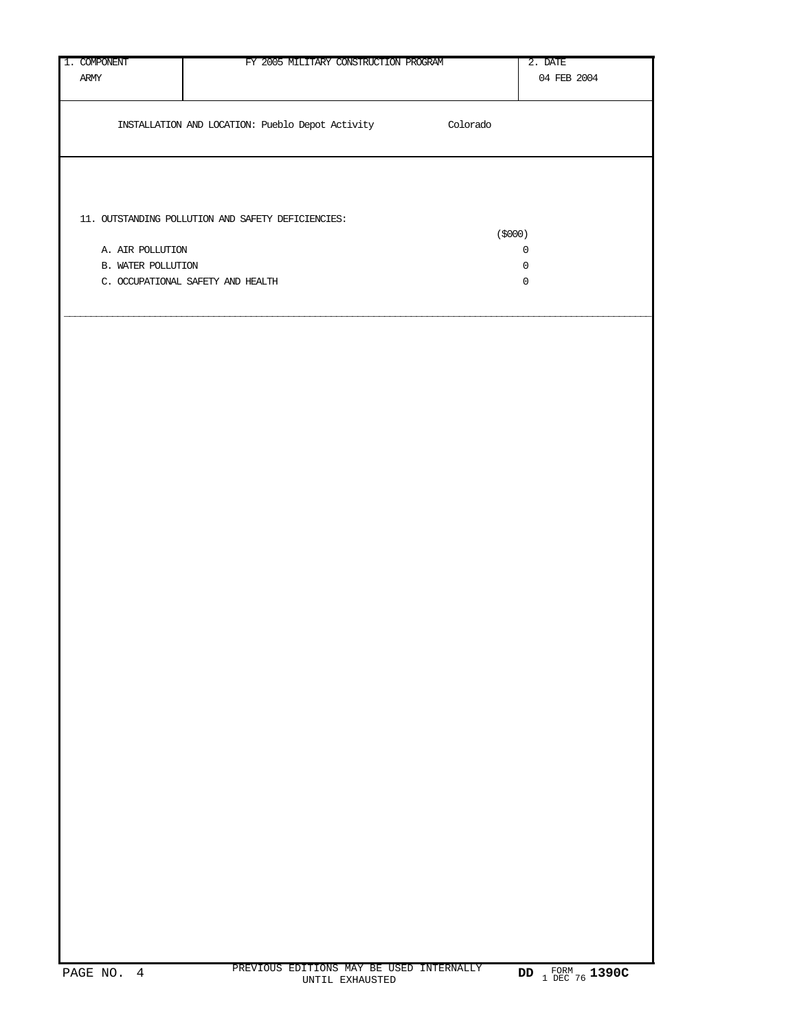| 1. COMPONENT ARMY | FY 2005 MILITARY CONSTRUCTION PROGRAM | 2. DATE 04 FEB 2004 |
|---|---|---|

INSTALLATION AND LOCATION: Pueblo Depot Activity Colorado

11. OUTSTANDING POLLUTION AND SAFETY DEFICIENCIES:

| | ($000) |
|---|---|
| A. AIR POLLUTION | 0 |
| B. WATER POLLUTION | 0 |
| C. OCCUPATIONAL SAFETY AND HEALTH | 0 |

PREVIOUS EDITIONS MAY BE USED INTERNALLY UNTIL EXHAUSTED

DD FORM 1 DEC 76 1390C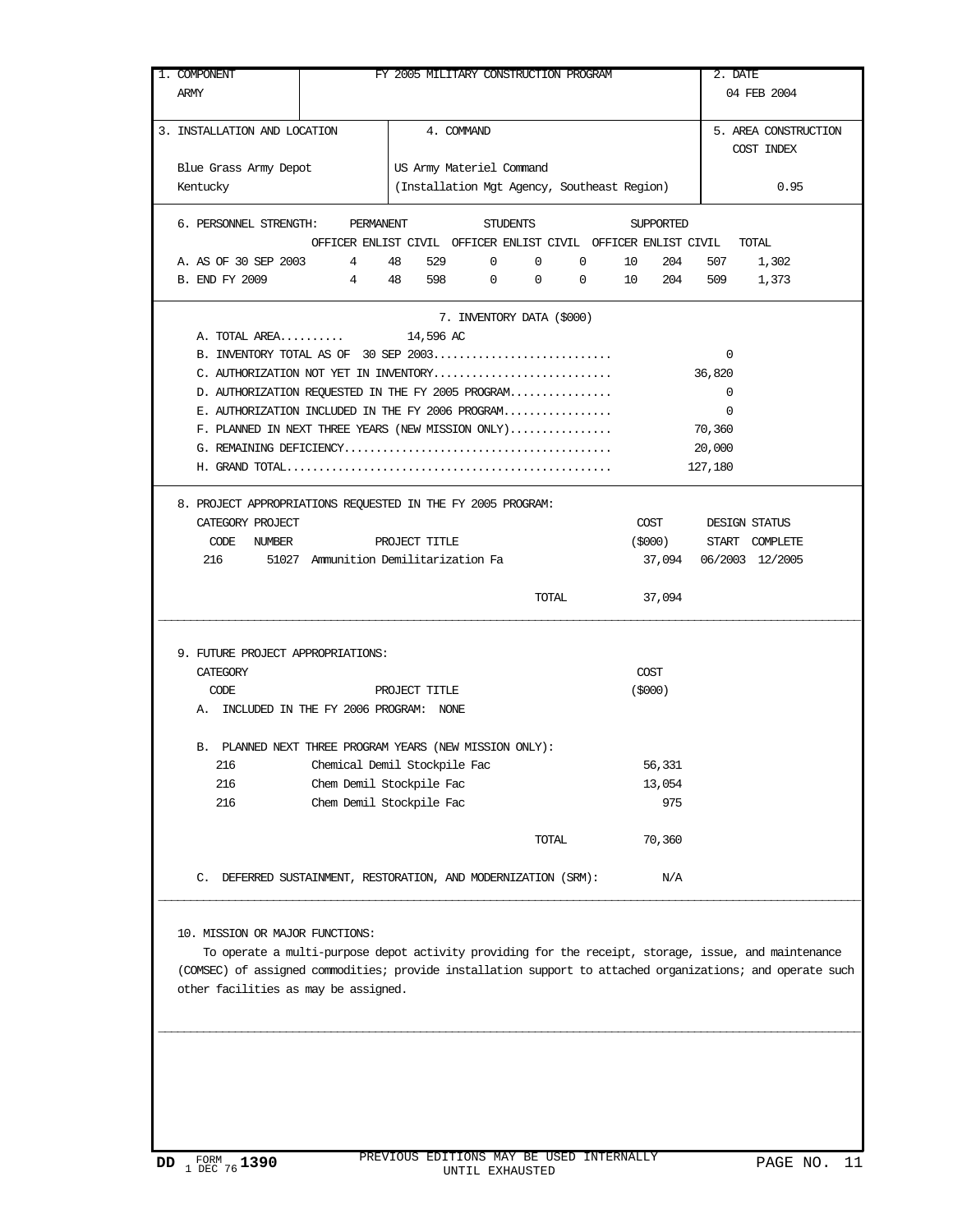| 1. COMPONENT | FY 2005 MILITARY CONSTRUCTION PROGRAM | 2. DATE |
|---|---|---|
| ARMY | | 04 FEB 2004 |

| 3. INSTALLATION AND LOCATION | 4. COMMAND | 5. AREA CONSTRUCTION COST INDEX |
|---|---|---|
| Blue Grass Army Depot Kentucky | US Army Materiel Command (Installation Mgt Agency, Southeast Region) | 0.95 |

6. PERSONNEL STRENGTH:

| | PERMANENT | | | STUDENTS | | | SUPPORTED | | | |
|---|---|---|---|---|---|---|---|---|---|---|
| | OFFICER | ENLIST | CIVIL | OFFICER | ENLIST | CIVIL | OFFICER | ENLIST | CIVIL | TOTAL |
| A. AS OF 30 SEP 2003 | 4 | 48 | 529 | 0 | 0 | 0 | 10 | 204 | 507 | 1,302 |
| B. END FY 2009 | 4 | 48 | 598 | 0 | 0 | 0 | 10 | 204 | 509 | 1,373 |

7. INVENTORY DATA ($000)

A. TOTAL AREA.......... 14,596 AC

| | |
|---|---|
| B. INVENTORY TOTAL AS OF 30 SEP 2003 | 0 |
| C. AUTHORIZATION NOT YET IN INVENTORY | 36,820 |
| D. AUTHORIZATION REQUESTED IN THE FY 2005 PROGRAM | 0 |
| E. AUTHORIZATION INCLUDED IN THE FY 2006 PROGRAM | 0 |
| F. PLANNED IN NEXT THREE YEARS (NEW MISSION ONLY) | 70,360 |
| G. REMAINING DEFICIENCY | 20,000 |
| H. GRAND TOTAL | 127,180 |

8. PROJECT APPROPRIATIONS REQUESTED IN THE FY 2005 PROGRAM:

| CATEGORY CODE | PROJECT NUMBER | PROJECT TITLE | COST ($000) | DESIGN STATUS START | DESIGN STATUS COMPLETE |
|---|---|---|---|---|---|
| 216 | 51027 | Ammunition Demilitarization Fa | 37,094 | 06/2003 | 12/2005 |
| | | TOTAL | 37,094 | | |

9. FUTURE PROJECT APPROPRIATIONS:

A. INCLUDED IN THE FY 2006 PROGRAM: NONE

B. PLANNED NEXT THREE PROGRAM YEARS (NEW MISSION ONLY):

| CATEGORY CODE | PROJECT TITLE | COST ($000) |
|---|---|---|
| 216 | Chemical Demil Stockpile Fac | 56,331 |
| 216 | Chem Demil Stockpile Fac | 13,054 |
| 216 | Chem Demil Stockpile Fac | 975 |
| | TOTAL | 70,360 |

C. DEFERRED SUSTAINMENT, RESTORATION, AND MODERNIZATION (SRM): N/A

10. MISSION OR MAJOR FUNCTIONS:

To operate a multi-purpose depot activity providing for the receipt, storage, issue, and maintenance (COMSEC) of assigned commodities; provide installation support to attached organizations; and operate such other facilities as may be assigned.

DD FORM 1390, 1 DEC 76 — PREVIOUS EDITIONS MAY BE USED INTERNALLY UNTIL EXHAUSTED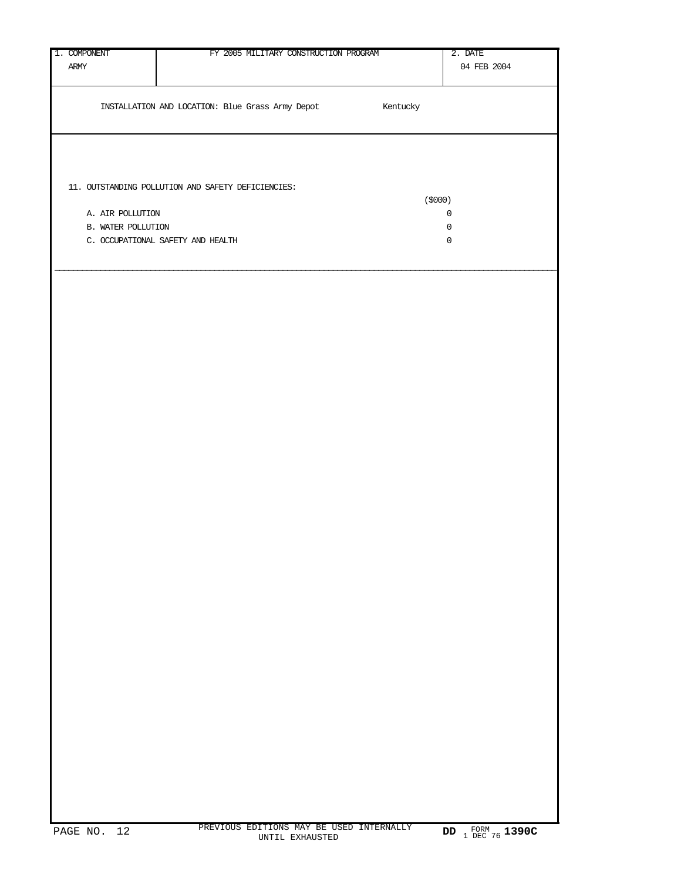| 1. COMPONENT | FY 2005 MILITARY CONSTRUCTION PROGRAM | 2. DATE |
| --- | --- | --- |
| ARMY | | 04 FEB 2004 |

INSTALLATION AND LOCATION: Blue Grass Army Depot Kentucky

11. OUTSTANDING POLLUTION AND SAFETY DEFICIENCIES:

| | ($000) |
| --- | --- |
| A. AIR POLLUTION | 0 |
| B. WATER POLLUTION | 0 |
| C. OCCUPATIONAL SAFETY AND HEALTH | 0 |

PREVIOUS EDITIONS MAY BE USED INTERNALLY UNTIL EXHAUSTED

DD FORM 1 DEC 76 1390C